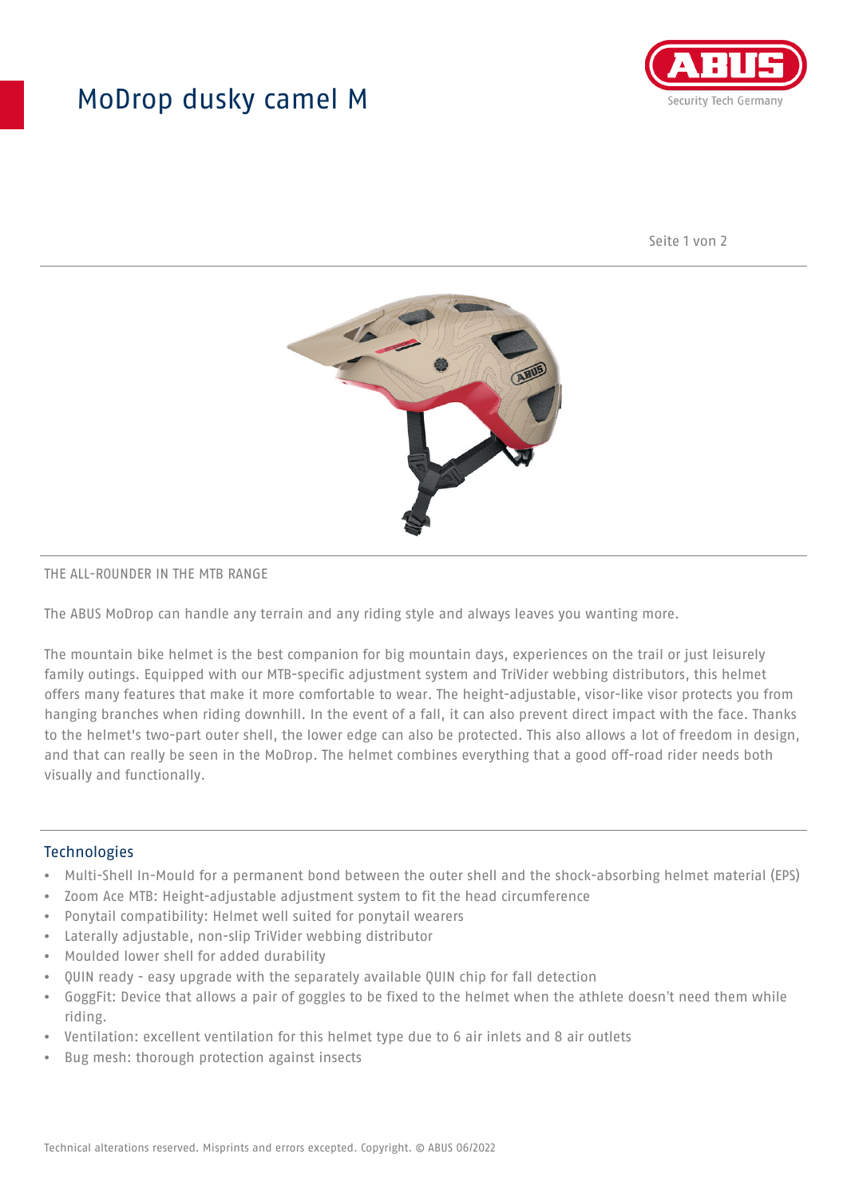# ModDrop dusky camel M

THE ALL-ROUNDER IN THE MTB RANGE

The ABUS MoDrop can handle any terrain and any riding style and always leaves you wanting more.

The mountain bike helmet is the best companion for big mountain days, experiences on the trail or just leisurely family outings. Equipped with our MTB-specific adjustment system and TriVider webbing distributors, this helmet offers many features that make it more comfortable to wear. The height-adjustable, visor-like visor protects you from hanging branches when riding downhill. In the event of a fall, it can also prevent direct impact with the face. Thanks to the helmet's two-part outer shell, the lower edge can also be protected. This also allows a lot of freedom in design, and that can really be seen in the MoDrop. The helmet combines everything that a good off-road rider needs both visually and functionally.

## Technologies

- Multi-Shell In-Mould for a permanent bond between the outer shell and the shock-absorbing helmet material (EPS)
- Zoom Ace MTB: Height-adjustable adjustment system to fit the head circumference
- Ponytail compatibility: Helmet well suited for ponytail wearers
- Laterally adjustable, non-slip TriVider webbing distributor
- Moulded lower shell for added durability
- QUIN ready - easy upgrade with the separately available QUIN chip for fall detection
- GoggFit: Device that allows a pair of goggles to be fixed to the helmet when the athlete doesn't need them while riding.
- Ventilation: excellent ventilation for this helmet type due to 6 air inlets and 8 air outlets
- Bug mesh: thorough protection against insects

Technical alterations reserved. Misprints and errors excepted. Copyright. © ABUS 06/2022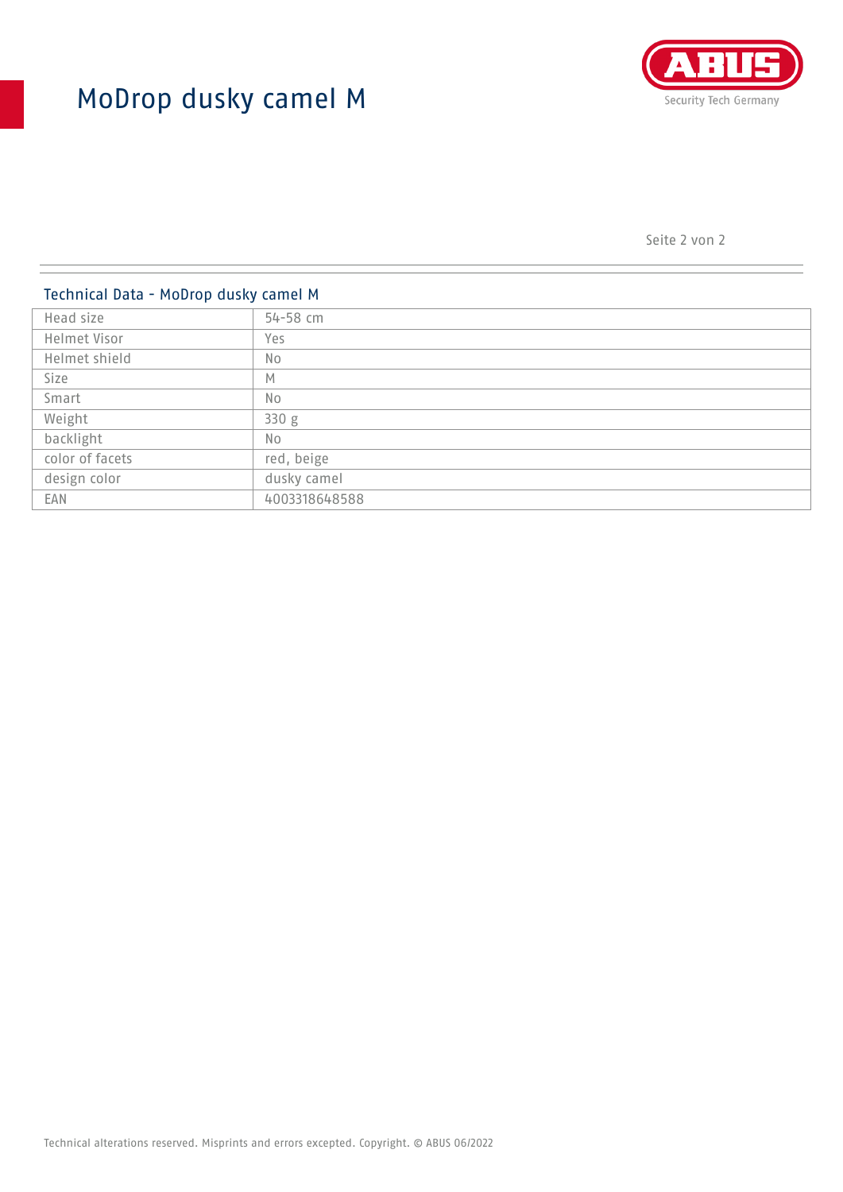# MoDrop dusky camel M

## Technical Data - MoDrop dusky camel M

| | |
|---|---|
| Head size | 54-58 cm |
| Helmet Visor | Yes |
| Helmet shield | No |
| Size | M |
| Smart | No |
| Weight | 330 g |
| backlight | No |
| color of facets | red, beige |
| design color | dusky camel |
| EAN | 4003318648588 |

Technical alterations reserved. Misprints and errors excepted. Copyright. © ABUS 06/2022